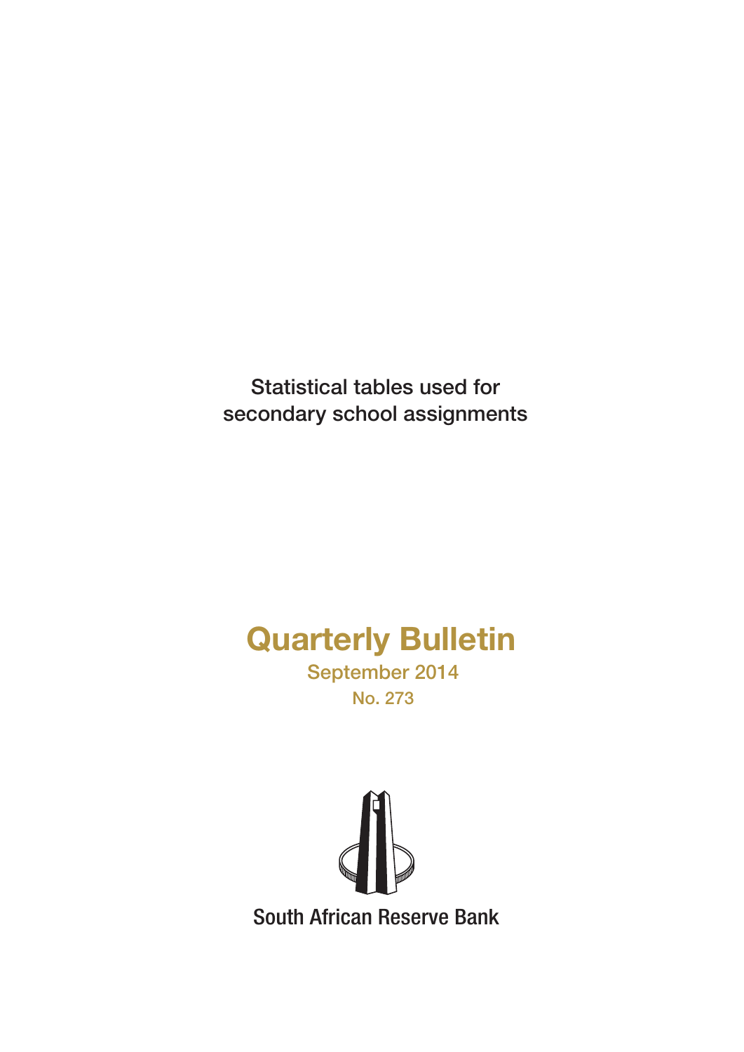Statistical tables used for secondary school assignments

# Quarterly Bulletin

September 2014

No. 273

South African Reserve Bank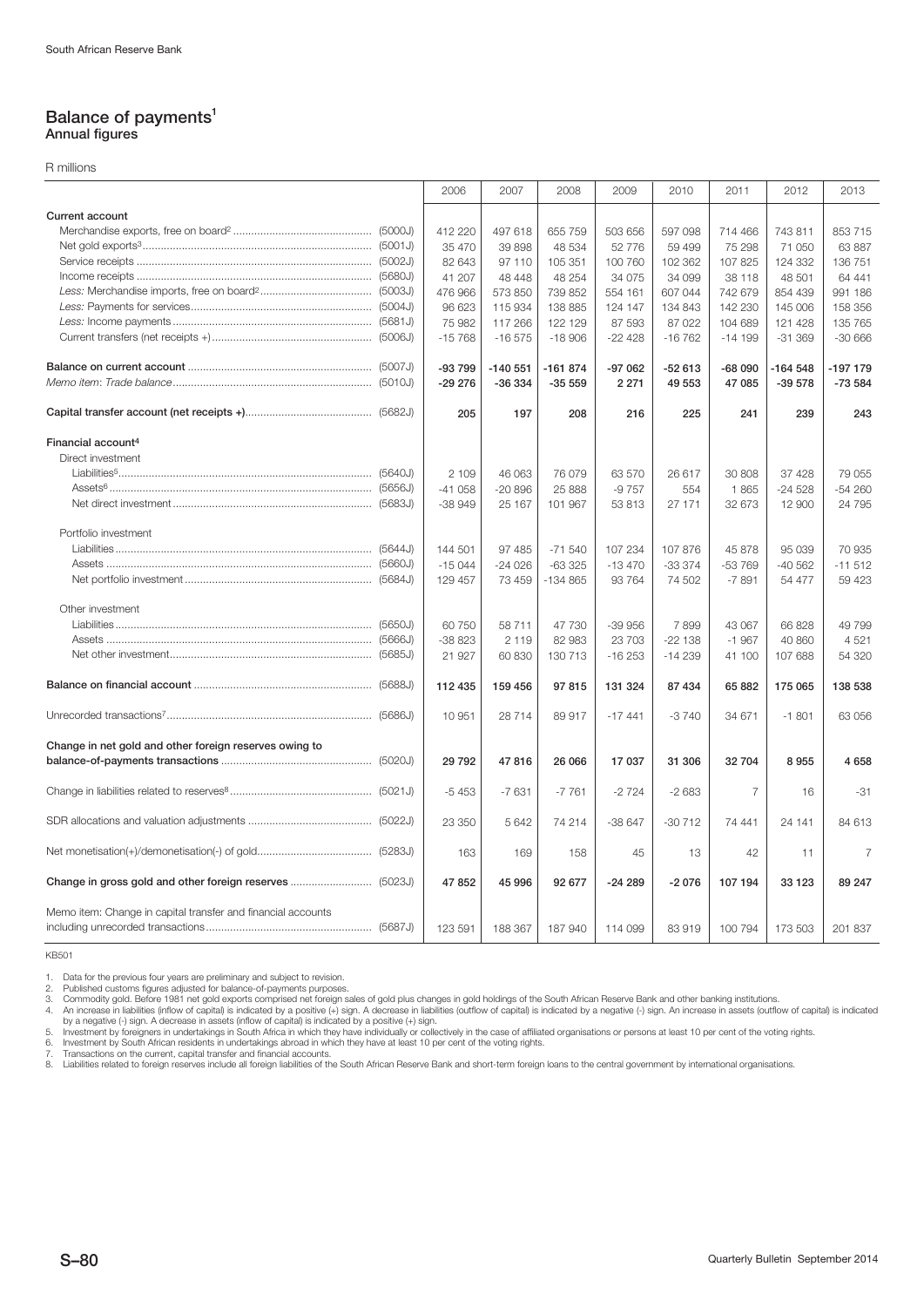## Balance of payments[1]
### Annual figures

R millions

| | | 2006 | 2007 | 2008 | 2009 | 2010 | 2011 | 2012 | 2013 |
|---|---|---|---|---|---|---|---|---|---|
| **Current account** | | | | | | | | | |
| Merchandise exports, free on board[2] | (5000J) | 412 220 | 497 618 | 655 759 | 503 656 | 597 098 | 714 466 | 743 811 | 853 715 |
| Net gold exports[3] | (5001J) | 35 470 | 39 898 | 48 534 | 52 776 | 59 499 | 75 298 | 71 050 | 63 887 |
| Service receipts | (5002J) | 82 643 | 97 110 | 105 351 | 100 760 | 102 362 | 107 825 | 124 332 | 136 751 |
| Income receipts | (5680J) | 41 207 | 48 448 | 48 254 | 34 075 | 34 099 | 38 118 | 48 501 | 64 441 |
| *Less:* Merchandise imports, free on board[2] | (5003J) | 476 966 | 573 850 | 739 852 | 554 161 | 607 044 | 742 679 | 854 439 | 991 186 |
| *Less:* Payments for services | (5004J) | 96 623 | 115 934 | 138 885 | 124 147 | 134 843 | 142 230 | 145 006 | 158 356 |
| *Less:* Income payments | (5681J) | 75 982 | 117 266 | 122 129 | 87 593 | 87 022 | 104 689 | 121 428 | 135 765 |
| Current transfers (net receipts +) | (5006J) | -15 768 | -16 575 | -18 906 | -22 428 | -16 762 | -14 199 | -31 369 | -30 666 |
| **Balance on current account** | (5007J) | **-93 799** | **-140 551** | **-161 874** | **-97 062** | **-52 613** | **-68 090** | **-164 548** | **-197 179** |
| *Memo item: Trade balance* | (5010J) | **-29 276** | **-36 334** | **-35 559** | **2 271** | **49 553** | **47 085** | **-39 578** | **-73 584** |
| **Capital transfer account (net receipts +)** | (5682J) | **205** | **197** | **208** | **216** | **225** | **241** | **239** | **243** |
| **Financial account[4]** | | | | | | | | | |
| Direct investment | | | | | | | | | |
| Liabilities[5] | (5640J) | 2 109 | 46 063 | 76 079 | 63 570 | 26 617 | 30 808 | 37 428 | 79 055 |
| Assets[6] | (5656J) | -41 058 | -20 896 | 25 888 | -9 757 | 554 | 1 865 | -24 528 | -54 260 |
| Net direct investment | (5683J) | -38 949 | 25 167 | 101 967 | 53 813 | 27 171 | 32 673 | 12 900 | 24 795 |
| Portfolio investment | | | | | | | | | |
| Liabilities | (5644J) | 144 501 | 97 485 | -71 540 | 107 234 | 107 876 | 45 878 | 95 039 | 70 935 |
| Assets | (5660J) | -15 044 | -24 026 | -63 325 | -13 470 | -33 374 | -53 769 | -40 562 | -11 512 |
| Net portfolio investment | (5684J) | 129 457 | 73 459 | -134 865 | 93 764 | 74 502 | -7 891 | 54 477 | 59 423 |
| Other investment | | | | | | | | | |
| Liabilities | (5650J) | 60 750 | 58 711 | 47 730 | -39 956 | 7 899 | 43 067 | 66 828 | 49 799 |
| Assets | (5666J) | -38 823 | 2 119 | 82 983 | 23 703 | -22 138 | -1 967 | 40 860 | 4 521 |
| Net other investment | (5685J) | 21 927 | 60 830 | 130 713 | -16 253 | -14 239 | 41 100 | 107 688 | 54 320 |
| **Balance on financial account** | (5688J) | **112 435** | **159 456** | **97 815** | **131 324** | **87 434** | **65 882** | **175 065** | **138 538** |
| Unrecorded transactions[7] | (5686J) | 10 951 | 28 714 | 89 917 | -17 441 | -3 740 | 34 671 | -1 801 | 63 056 |
| **Change in net gold and other foreign reserves owing to balance-of-payments transactions** | (5020J) | **29 792** | **47 816** | **26 066** | **17 037** | **31 306** | **32 704** | **8 955** | **4 658** |
| Change in liabilities related to reserves[8] | (5021J) | -5 453 | -7 631 | -7 761 | -2 724 | -2 683 | 7 | 16 | -31 |
| SDR allocations and valuation adjustments | (5022J) | 23 350 | 5 642 | 74 214 | -38 647 | -30 712 | 74 441 | 24 141 | 84 613 |
| Net monetisation(+)/demonetisation(-) of gold | (5283J) | 163 | 169 | 158 | 45 | 13 | 42 | 11 | 7 |
| **Change in gross gold and other foreign reserves** | (5023J) | **47 852** | **45 996** | **92 677** | **-24 289** | **-2 076** | **107 194** | **33 123** | **89 247** |
| Memo item: Change in capital transfer and financial accounts including unrecorded transactions | (5687J) | 123 591 | 188 367 | 187 940 | 114 099 | 83 919 | 100 794 | 173 503 | 201 837 |

KB501

1. Data for the previous four years are preliminary and subject to revision.
2. Published customs figures adjusted for balance-of-payments purposes.
3. Commodity gold. Before 1981 net gold exports comprised net foreign sales of gold plus changes in gold holdings of the South African Reserve Bank and other banking institutions.
4. An increase in liabilities (inflow of capital) is indicated by a positive (+) sign. A decrease in liabilities (outflow of capital) is indicated by a negative (-) sign. An increase in assets (outflow of capital) is indicated by a negative (-) sign. A decrease in assets (inflow of capital) is indicated by a positive (+) sign.
5. Investment by foreigners in undertakings in South Africa in which they have individually or collectively in the case of affiliated organisations or persons at least 10 per cent of the voting rights.
6. Investment by South African residents in undertakings abroad in which they have at least 10 per cent of the voting rights.
7. Transactions on the current, capital transfer and financial accounts.
8. Liabilities related to foreign reserves include all foreign liabilities of the South African Reserve Bank and short-term foreign loans to the central government by international organisations.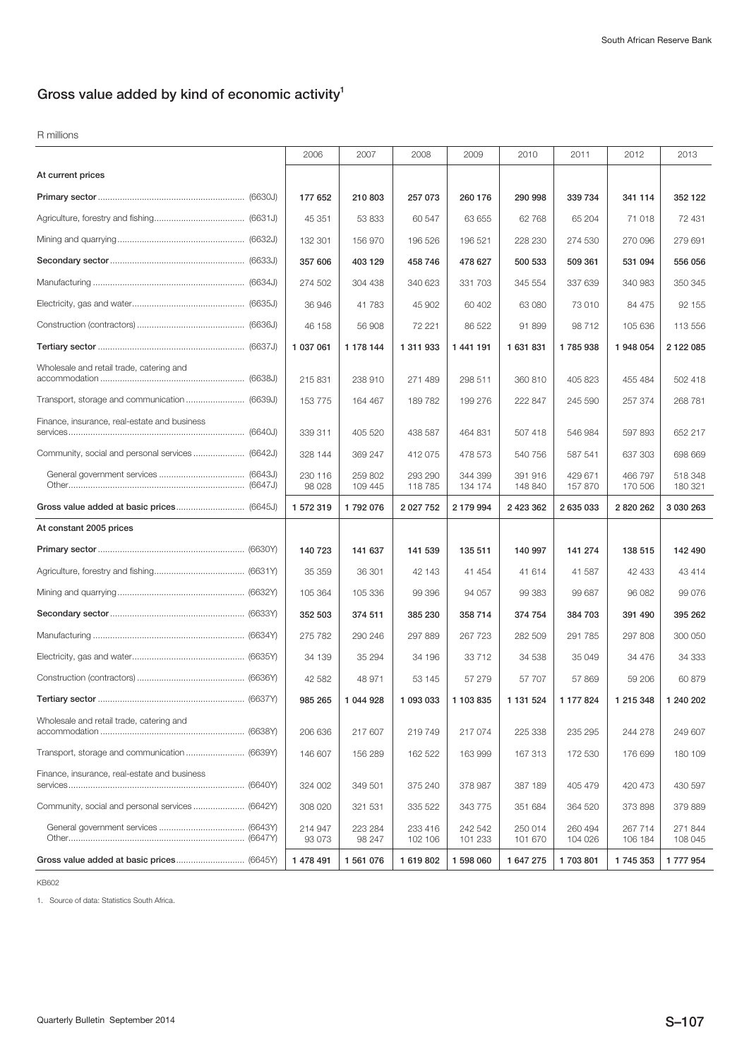## Gross value added by kind of economic activity[1]

R millions

| | 2006 | 2007 | 2008 | 2009 | 2010 | 2011 | 2012 | 2013 |
|---|---|---|---|---|---|---|---|---|
| **At current prices** | | | | | | | | |
| **Primary sector** (6630J) | **177 652** | **210 803** | **257 073** | **260 176** | **290 998** | **339 734** | **341 114** | **352 122** |
| Agriculture, forestry and fishing (6631J) | 45 351 | 53 833 | 60 547 | 63 655 | 62 768 | 65 204 | 71 018 | 72 431 |
| Mining and quarrying (6632J) | 132 301 | 156 970 | 196 526 | 196 521 | 228 230 | 274 530 | 270 096 | 279 691 |
| **Secondary sector** (6633J) | **357 606** | **403 129** | **458 746** | **478 627** | **500 533** | **509 361** | **531 094** | **556 056** |
| Manufacturing (6634J) | 274 502 | 304 438 | 340 623 | 331 703 | 345 554 | 337 639 | 340 983 | 350 345 |
| Electricity, gas and water (6635J) | 36 946 | 41 783 | 45 902 | 60 402 | 63 080 | 73 010 | 84 475 | 92 155 |
| Construction (contractors) (6636J) | 46 158 | 56 908 | 72 221 | 86 522 | 91 899 | 98 712 | 105 636 | 113 556 |
| **Tertiary sector** (6637J) | **1 037 061** | **1 178 144** | **1 311 933** | **1 441 191** | **1 631 831** | **1 785 938** | **1 948 054** | **2 122 085** |
| Wholesale and retail trade, catering and accommodation (6638J) | 215 831 | 238 910 | 271 489 | 298 511 | 360 810 | 405 823 | 455 484 | 502 418 |
| Transport, storage and communication (6639J) | 153 775 | 164 467 | 189 782 | 199 276 | 222 847 | 245 590 | 257 374 | 268 781 |
| Finance, insurance, real-estate and business services (6640J) | 339 311 | 405 520 | 438 587 | 464 831 | 507 418 | 546 984 | 597 893 | 652 217 |
| Community, social and personal services (6642J) | 328 144 | 369 247 | 412 075 | 478 573 | 540 756 | 587 541 | 637 303 | 698 669 |
| General government services (6643J) | 230 116 | 259 802 | 293 290 | 344 399 | 391 916 | 429 671 | 466 797 | 518 348 |
| Other (6647J) | 98 028 | 109 445 | 118 785 | 134 174 | 148 840 | 157 870 | 170 506 | 180 321 |
| **Gross value added at basic prices** (6645J) | **1 572 319** | **1 792 076** | **2 027 752** | **2 179 994** | **2 423 362** | **2 635 033** | **2 820 262** | **3 030 263** |
| **At constant 2005 prices** | | | | | | | | |
| **Primary sector** (6630Y) | **140 723** | **141 637** | **141 539** | **135 511** | **140 997** | **141 274** | **138 515** | **142 490** |
| Agriculture, forestry and fishing (6631Y) | 35 359 | 36 301 | 42 143 | 41 454 | 41 614 | 41 587 | 42 433 | 43 414 |
| Mining and quarrying (6632Y) | 105 364 | 105 336 | 99 396 | 94 057 | 99 383 | 99 687 | 96 082 | 99 076 |
| **Secondary sector** (6633Y) | **352 503** | **374 511** | **385 230** | **358 714** | **374 754** | **384 703** | **391 490** | **395 262** |
| Manufacturing (6634Y) | 275 782 | 290 246 | 297 889 | 267 723 | 282 509 | 291 785 | 297 808 | 300 050 |
| Electricity, gas and water (6635Y) | 34 139 | 35 294 | 34 196 | 33 712 | 34 538 | 35 049 | 34 476 | 34 333 |
| Construction (contractors) (6636Y) | 42 582 | 48 971 | 53 145 | 57 279 | 57 707 | 57 869 | 59 206 | 60 879 |
| **Tertiary sector** (6637Y) | **985 265** | **1 044 928** | **1 093 033** | **1 103 835** | **1 131 524** | **1 177 824** | **1 215 348** | **1 240 202** |
| Wholesale and retail trade, catering and accommodation (6638Y) | 206 636 | 217 607 | 219 749 | 217 074 | 225 338 | 235 295 | 244 278 | 249 607 |
| Transport, storage and communication (6639Y) | 146 607 | 156 289 | 162 522 | 163 999 | 167 313 | 172 530 | 176 699 | 180 109 |
| Finance, insurance, real-estate and business services (6640Y) | 324 002 | 349 501 | 375 240 | 378 987 | 387 189 | 405 479 | 420 473 | 430 597 |
| Community, social and personal services (6642Y) | 308 020 | 321 531 | 335 522 | 343 775 | 351 684 | 364 520 | 373 898 | 379 889 |
| General government services (6643Y) | 214 947 | 223 284 | 233 416 | 242 542 | 250 014 | 260 494 | 267 714 | 271 844 |
| Other (6647Y) | 93 073 | 98 247 | 102 106 | 101 233 | 101 670 | 104 026 | 106 184 | 108 045 |
| **Gross value added at basic prices** (6645Y) | **1 478 491** | **1 561 076** | **1 619 802** | **1 598 060** | **1 647 275** | **1 703 801** | **1 745 353** | **1 777 954** |

KB602

1. Source of data: Statistics South Africa.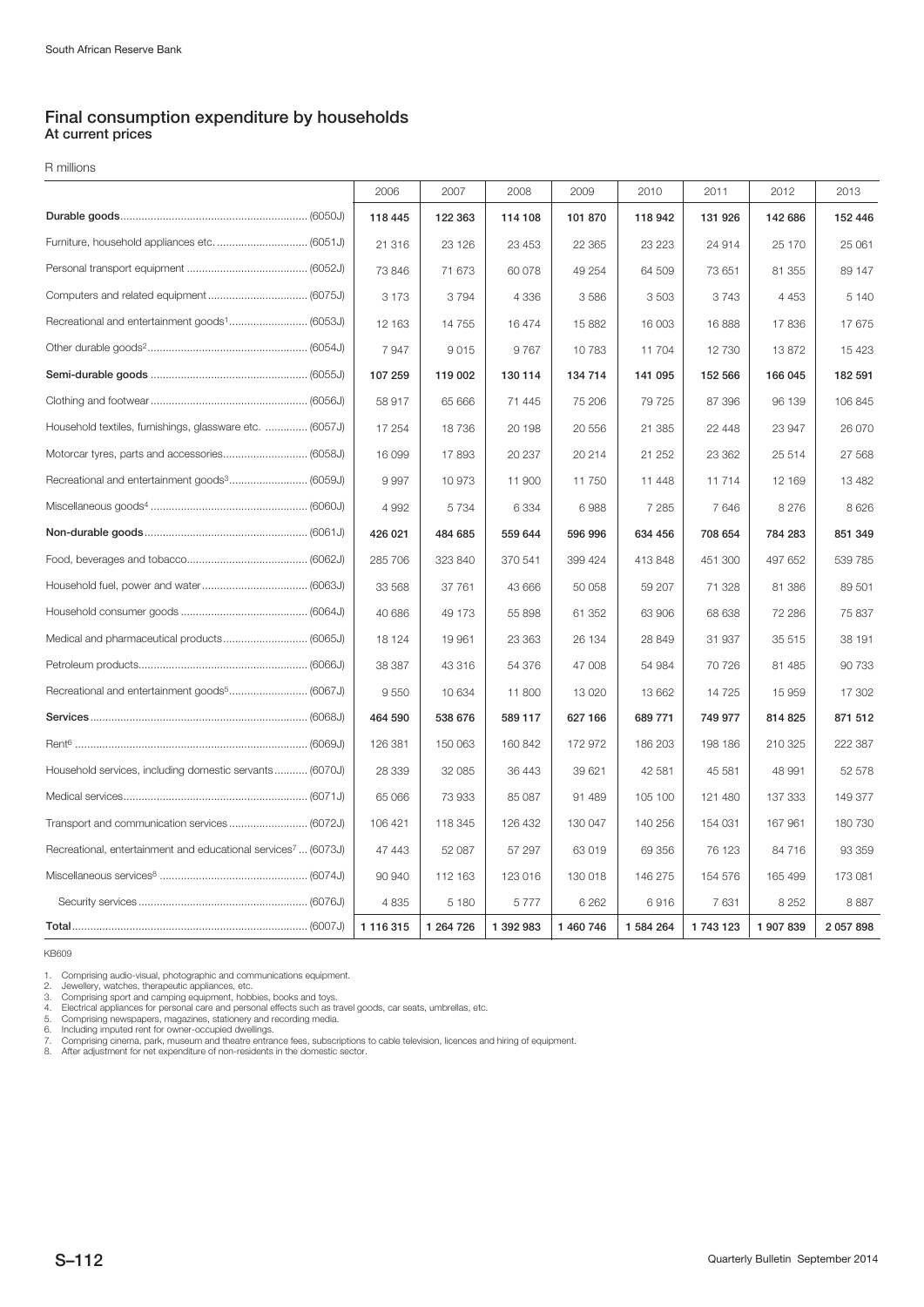# Final consumption expenditure by households

## At current prices

R millions

| | 2006 | 2007 | 2008 | 2009 | 2010 | 2011 | 2012 | 2013 |
|---|---|---|---|---|---|---|---|---|
| **Durable goods** (6050J) | **118 445** | **122 363** | **114 108** | **101 870** | **118 942** | **131 926** | **142 686** | **152 446** |
| Furniture, household appliances etc. (6051J) | 21 316 | 23 126 | 23 453 | 22 365 | 23 223 | 24 914 | 25 170 | 25 061 |
| Personal transport equipment (6052J) | 73 846 | 71 673 | 60 078 | 49 254 | 64 509 | 73 651 | 81 355 | 89 147 |
| Computers and related equipment (6075J) | 3 173 | 3 794 | 4 336 | 3 586 | 3 503 | 3 743 | 4 453 | 5 140 |
| Recreational and entertainment goods[1] (6053J) | 12 163 | 14 755 | 16 474 | 15 882 | 16 003 | 16 888 | 17 836 | 17 675 |
| Other durable goods[2] (6054J) | 7 947 | 9 015 | 9 767 | 10 783 | 11 704 | 12 730 | 13 872 | 15 423 |
| **Semi-durable goods** (6055J) | **107 259** | **119 002** | **130 114** | **134 714** | **141 095** | **152 566** | **166 045** | **182 591** |
| Clothing and footwear (6056J) | 58 917 | 65 666 | 71 445 | 75 206 | 79 725 | 87 396 | 96 139 | 106 845 |
| Household textiles, furnishings, glassware etc. (6057J) | 17 254 | 18 736 | 20 198 | 20 556 | 21 385 | 22 448 | 23 947 | 26 070 |
| Motorcar tyres, parts and accessories (6058J) | 16 099 | 17 893 | 20 237 | 20 214 | 21 252 | 23 362 | 25 514 | 27 568 |
| Recreational and entertainment goods[3] (6059J) | 9 997 | 10 973 | 11 900 | 11 750 | 11 448 | 11 714 | 12 169 | 13 482 |
| Miscellaneous goods[4] (6060J) | 4 992 | 5 734 | 6 334 | 6 988 | 7 285 | 7 646 | 8 276 | 8 626 |
| **Non-durable goods** (6061J) | **426 021** | **484 685** | **559 644** | **596 996** | **634 456** | **708 654** | **784 283** | **851 349** |
| Food, beverages and tobacco (6062J) | 285 706 | 323 840 | 370 541 | 399 424 | 413 848 | 451 300 | 497 652 | 539 785 |
| Household fuel, power and water (6063J) | 33 568 | 37 761 | 43 666 | 50 058 | 59 207 | 71 328 | 81 386 | 89 501 |
| Household consumer goods (6064J) | 40 686 | 49 173 | 55 898 | 61 352 | 63 906 | 68 638 | 72 286 | 75 837 |
| Medical and pharmaceutical products (6065J) | 18 124 | 19 961 | 23 363 | 26 134 | 28 849 | 31 937 | 35 515 | 38 191 |
| Petroleum products (6066J) | 38 387 | 43 316 | 54 376 | 47 008 | 54 984 | 70 726 | 81 485 | 90 733 |
| Recreational and entertainment goods[5] (6067J) | 9 550 | 10 634 | 11 800 | 13 020 | 13 662 | 14 725 | 15 959 | 17 302 |
| **Services** (6068J) | **464 590** | **538 676** | **589 117** | **627 166** | **689 771** | **749 977** | **814 825** | **871 512** |
| Rent[6] (6069J) | 126 381 | 150 063 | 160 842 | 172 972 | 186 203 | 198 186 | 210 325 | 222 387 |
| Household services, including domestic servants (6070J) | 28 339 | 32 085 | 36 443 | 39 621 | 42 581 | 45 581 | 48 991 | 52 578 |
| Medical services (6071J) | 65 066 | 73 933 | 85 087 | 91 489 | 105 100 | 121 480 | 137 333 | 149 377 |
| Transport and communication services (6072J) | 106 421 | 118 345 | 126 432 | 130 047 | 140 256 | 154 031 | 167 961 | 180 730 |
| Recreational, entertainment and educational services[7] (6073J) | 47 443 | 52 087 | 57 297 | 63 019 | 69 356 | 76 123 | 84 716 | 93 359 |
| Miscellaneous services[8] (6074J) | 90 940 | 112 163 | 123 016 | 130 018 | 146 275 | 154 576 | 165 499 | 173 081 |
| Security services (6076J) | 4 835 | 5 180 | 5 777 | 6 262 | 6 916 | 7 631 | 8 252 | 8 887 |
| **Total** (6007J) | **1 116 315** | **1 264 726** | **1 392 983** | **1 460 746** | **1 584 264** | **1 743 123** | **1 907 839** | **2 057 898** |

KB609

1. Comprising audio-visual, photographic and communications equipment.
2. Jewellery, watches, therapeutic appliances, etc.
3. Comprising sport and camping equipment, hobbies, books and toys.
4. Electrical appliances for personal care and personal effects such as travel goods, car seats, umbrellas, etc.
5. Comprising newspapers, magazines, stationery and recording media.
6. Including imputed rent for owner-occupied dwellings.
7. Comprising cinema, park, museum and theatre entrance fees, subscriptions to cable television, licences and hiring of equipment.
8. After adjustment for net expenditure of non-residents in the domestic sector.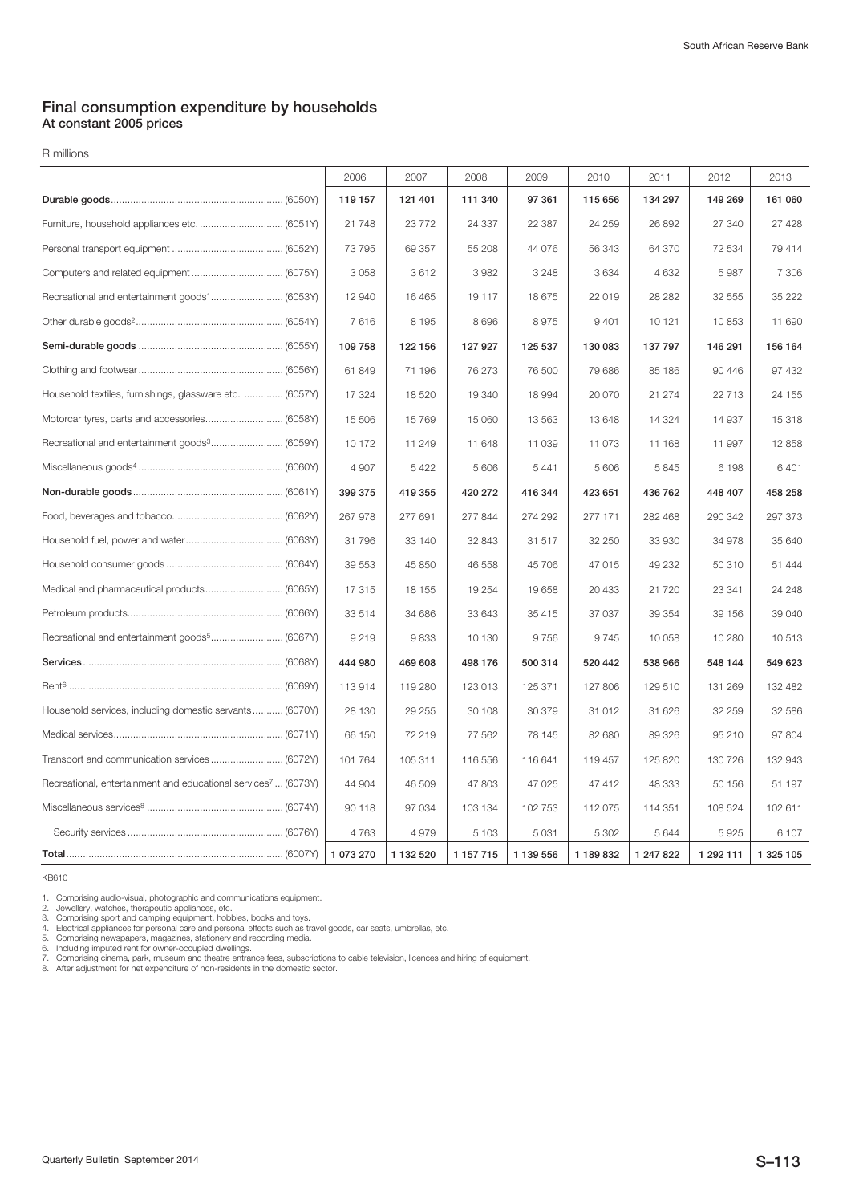## Final consumption expenditure by households
### At constant 2005 prices

R millions

| | 2006 | 2007 | 2008 | 2009 | 2010 | 2011 | 2012 | 2013 |
|---|---|---|---|---|---|---|---|---|
| **Durable goods** (6050Y) | **119 157** | **121 401** | **111 340** | **97 361** | **115 656** | **134 297** | **149 269** | **161 060** |
| Furniture, household appliances etc. (6051Y) | 21 748 | 23 772 | 24 337 | 22 387 | 24 259 | 26 892 | 27 340 | 27 428 |
| Personal transport equipment (6052Y) | 73 795 | 69 357 | 55 208 | 44 076 | 56 343 | 64 370 | 72 534 | 79 414 |
| Computers and related equipment (6075Y) | 3 058 | 3 612 | 3 982 | 3 248 | 3 634 | 4 632 | 5 987 | 7 306 |
| Recreational and entertainment goods[1] (6053Y) | 12 940 | 16 465 | 19 117 | 18 675 | 22 019 | 28 282 | 32 555 | 35 222 |
| Other durable goods[2] (6054Y) | 7 616 | 8 195 | 8 696 | 8 975 | 9 401 | 10 121 | 10 853 | 11 690 |
| **Semi-durable goods** (6055Y) | **109 758** | **122 156** | **127 927** | **125 537** | **130 083** | **137 797** | **146 291** | **156 164** |
| Clothing and footwear (6056Y) | 61 849 | 71 196 | 76 273 | 76 500 | 79 686 | 85 186 | 90 446 | 97 432 |
| Household textiles, furnishings, glassware etc. (6057Y) | 17 324 | 18 520 | 19 340 | 18 994 | 20 070 | 21 274 | 22 713 | 24 155 |
| Motorcar tyres, parts and accessories (6058Y) | 15 506 | 15 769 | 15 060 | 13 563 | 13 648 | 14 324 | 14 937 | 15 318 |
| Recreational and entertainment goods[3] (6059Y) | 10 172 | 11 249 | 11 648 | 11 039 | 11 073 | 11 168 | 11 997 | 12 858 |
| Miscellaneous goods[4] (6060Y) | 4 907 | 5 422 | 5 606 | 5 441 | 5 606 | 5 845 | 6 198 | 6 401 |
| **Non-durable goods** (6061Y) | **399 375** | **419 355** | **420 272** | **416 344** | **423 651** | **436 762** | **448 407** | **458 258** |
| Food, beverages and tobacco (6062Y) | 267 978 | 277 691 | 277 844 | 274 292 | 277 171 | 282 468 | 290 342 | 297 373 |
| Household fuel, power and water (6063Y) | 31 796 | 33 140 | 32 843 | 31 517 | 32 250 | 33 930 | 34 978 | 35 640 |
| Household consumer goods (6064Y) | 39 553 | 45 850 | 46 558 | 45 706 | 47 015 | 49 232 | 50 310 | 51 444 |
| Medical and pharmaceutical products (6065Y) | 17 315 | 18 155 | 19 254 | 19 658 | 20 433 | 21 720 | 23 341 | 24 248 |
| Petroleum products (6066Y) | 33 514 | 34 686 | 33 643 | 35 415 | 37 037 | 39 354 | 39 156 | 39 040 |
| Recreational and entertainment goods[5] (6067Y) | 9 219 | 9 833 | 10 130 | 9 756 | 9 745 | 10 058 | 10 280 | 10 513 |
| **Services** (6068Y) | **444 980** | **469 608** | **498 176** | **500 314** | **520 442** | **538 966** | **548 144** | **549 623** |
| Rent[6] (6069Y) | 113 914 | 119 280 | 123 013 | 125 371 | 127 806 | 129 510 | 131 269 | 132 482 |
| Household services, including domestic servants (6070Y) | 28 130 | 29 255 | 30 108 | 30 379 | 31 012 | 31 626 | 32 259 | 32 586 |
| Medical services (6071Y) | 66 150 | 72 219 | 77 562 | 78 145 | 82 680 | 89 326 | 95 210 | 97 804 |
| Transport and communication services (6072Y) | 101 764 | 105 311 | 116 556 | 116 641 | 119 457 | 125 820 | 130 726 | 132 943 |
| Recreational, entertainment and educational services[7] (6073Y) | 44 904 | 46 509 | 47 803 | 47 025 | 47 412 | 48 333 | 50 156 | 51 197 |
| Miscellaneous services[8] (6074Y) | 90 118 | 97 034 | 103 134 | 102 753 | 112 075 | 114 351 | 108 524 | 102 611 |
| Security services (6076Y) | 4 763 | 4 979 | 5 103 | 5 031 | 5 302 | 5 644 | 5 925 | 6 107 |
| **Total** (6007Y) | **1 073 270** | **1 132 520** | **1 157 715** | **1 139 556** | **1 189 832** | **1 247 822** | **1 292 111** | **1 325 105** |

KB610

1. Comprising audio-visual, photographic and communications equipment.
2. Jewellery, watches, therapeutic appliances, etc.
3. Comprising sport and camping equipment, hobbies, books and toys.
4. Electrical appliances for personal care and personal effects such as travel goods, car seats, umbrellas, etc.
5. Comprising newspapers, magazines, stationery and recording media.
6. Including imputed rent for owner-occupied dwellings.
7. Comprising cinema, park, museum and theatre entrance fees, subscriptions to cable television, licences and hiring of equipment.
8. After adjustment for net expenditure of non-residents in the domestic sector.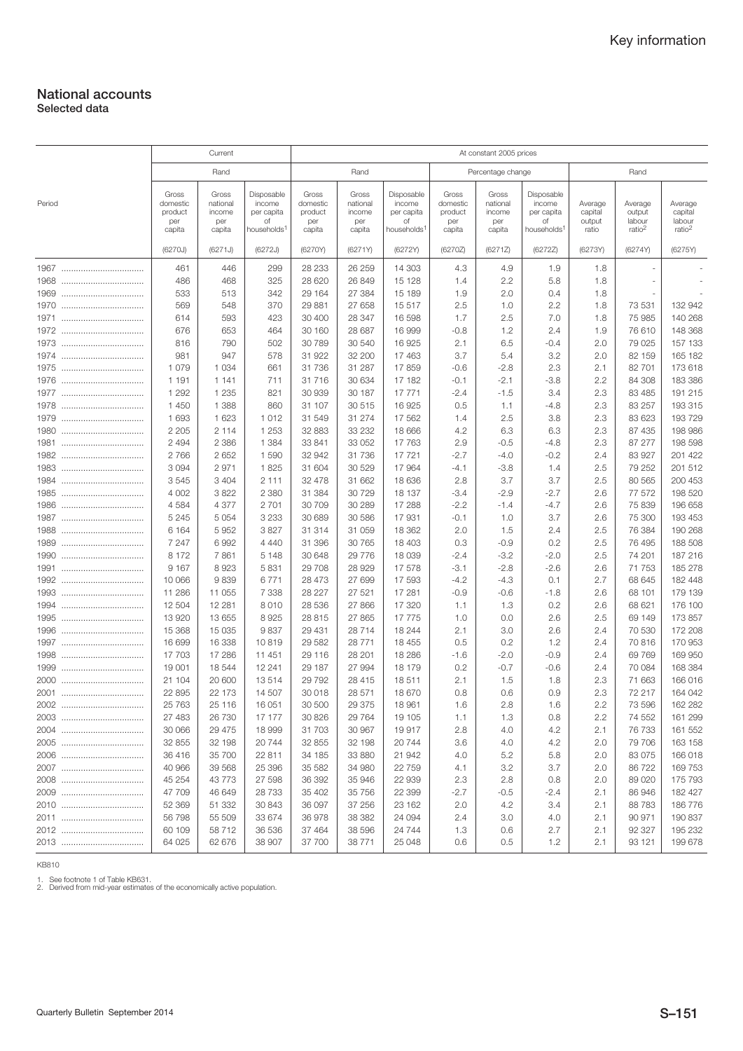## National accounts
### Selected data

| Period | Current | | | At constant 2005 prices | | | | | | | | |
|---|---|---|---|---|---|---|---|---|---|---|---|---|
| | Rand | | | Rand | | | Percentage change | | | Rand | | |
| | Gross domestic product per capita | Gross national income per capita | Disposable income per capita of households[1] | Gross domestic product per capita | Gross national income per capita | Disposable income per capita of households[1] | Gross domestic product per capita | Gross national income per capita | Disposable income per capita of households[1] | Average capital output ratio | Average output labour ratio[2] | Average capital labour ratio[2] |
| | (6270J) | (6271J) | (6272J) | (6270Y) | (6271Y) | (6272Y) | (6270Z) | (6271Z) | (6272Z) | (6273Y) | (6274Y) | (6275Y) |
| 1967 | 461 | 446 | 299 | 28 233 | 26 259 | 14 303 | 4.3 | 4.9 | 1.9 | 1.8 | - | - |
| 1968 | 486 | 468 | 325 | 28 620 | 26 849 | 15 128 | 1.4 | 2.2 | 5.8 | 1.8 | - | - |
| 1969 | 533 | 513 | 342 | 29 164 | 27 384 | 15 189 | 1.9 | 2.0 | 0.4 | 1.8 | - | - |
| 1970 | 569 | 548 | 370 | 29 881 | 27 658 | 15 517 | 2.5 | 1.0 | 2.2 | 1.8 | 73 531 | 132 942 |
| 1971 | 614 | 593 | 423 | 30 400 | 28 347 | 16 598 | 1.7 | 2.5 | 7.0 | 1.8 | 75 985 | 140 268 |
| 1972 | 676 | 653 | 464 | 30 160 | 28 687 | 16 999 | -0.8 | 1.2 | 2.4 | 1.9 | 76 610 | 148 368 |
| 1973 | 816 | 790 | 502 | 30 789 | 30 540 | 16 925 | 2.1 | 6.5 | -0.4 | 2.0 | 79 025 | 157 133 |
| 1974 | 981 | 947 | 578 | 31 922 | 32 200 | 17 463 | 3.7 | 5.4 | 3.2 | 2.0 | 82 159 | 165 182 |
| 1975 | 1 079 | 1 034 | 661 | 31 736 | 31 287 | 17 859 | -0.6 | -2.8 | 2.3 | 2.1 | 82 701 | 173 618 |
| 1976 | 1 191 | 1 141 | 711 | 31 716 | 30 634 | 17 182 | -0.1 | -2.1 | -3.8 | 2.2 | 84 308 | 183 386 |
| 1977 | 1 292 | 1 235 | 821 | 30 939 | 30 187 | 17 771 | -2.4 | -1.5 | 3.4 | 2.3 | 83 485 | 191 215 |
| 1978 | 1 450 | 1 388 | 860 | 31 107 | 30 515 | 16 925 | 0.5 | 1.1 | -4.8 | 2.3 | 83 257 | 193 315 |
| 1979 | 1 693 | 1 623 | 1 012 | 31 549 | 31 274 | 17 562 | 1.4 | 2.5 | 3.8 | 2.3 | 83 623 | 193 729 |
| 1980 | 2 205 | 2 114 | 1 253 | 32 883 | 33 232 | 18 666 | 4.2 | 6.3 | 6.3 | 2.3 | 87 435 | 198 986 |
| 1981 | 2 494 | 2 386 | 1 384 | 33 841 | 33 052 | 17 763 | 2.9 | -0.5 | -4.8 | 2.3 | 87 277 | 198 598 |
| 1982 | 2 766 | 2 652 | 1 590 | 32 942 | 31 736 | 17 721 | -2.7 | -4.0 | -0.2 | 2.4 | 83 927 | 201 422 |
| 1983 | 3 094 | 2 971 | 1 825 | 31 604 | 30 529 | 17 964 | -4.1 | -3.8 | 1.4 | 2.5 | 79 252 | 201 512 |
| 1984 | 3 545 | 3 404 | 2 111 | 32 478 | 31 662 | 18 636 | 2.8 | 3.7 | 3.7 | 2.5 | 80 565 | 200 453 |
| 1985 | 4 002 | 3 822 | 2 380 | 31 384 | 30 729 | 18 137 | -3.4 | -2.9 | -2.7 | 2.6 | 77 572 | 198 520 |
| 1986 | 4 584 | 4 377 | 2 701 | 30 709 | 30 289 | 17 288 | -2.2 | -1.4 | -4.7 | 2.6 | 75 839 | 196 658 |
| 1987 | 5 245 | 5 054 | 3 233 | 30 689 | 30 586 | 17 931 | -0.1 | 1.0 | 3.7 | 2.6 | 75 300 | 193 453 |
| 1988 | 6 164 | 5 952 | 3 827 | 31 314 | 31 059 | 18 362 | 2.0 | 1.5 | 2.4 | 2.5 | 76 384 | 190 268 |
| 1989 | 7 247 | 6 992 | 4 440 | 31 396 | 30 765 | 18 403 | 0.3 | -0.9 | 0.2 | 2.5 | 76 495 | 188 508 |
| 1990 | 8 172 | 7 861 | 5 148 | 30 648 | 29 776 | 18 039 | -2.4 | -3.2 | -2.0 | 2.5 | 74 201 | 187 216 |
| 1991 | 9 167 | 8 923 | 5 831 | 29 708 | 28 929 | 17 578 | -3.1 | -2.8 | -2.6 | 2.6 | 71 753 | 185 278 |
| 1992 | 10 066 | 9 839 | 6 771 | 28 473 | 27 699 | 17 593 | -4.2 | -4.3 | 0.1 | 2.7 | 68 645 | 182 448 |
| 1993 | 11 286 | 11 055 | 7 338 | 28 227 | 27 521 | 17 281 | -0.9 | -0.6 | -1.8 | 2.6 | 68 101 | 179 139 |
| 1994 | 12 504 | 12 281 | 8 010 | 28 536 | 27 866 | 17 320 | 1.1 | 1.3 | 0.2 | 2.6 | 68 621 | 176 100 |
| 1995 | 13 920 | 13 655 | 8 925 | 28 815 | 27 865 | 17 775 | 1.0 | 0.0 | 2.6 | 2.5 | 69 149 | 173 857 |
| 1996 | 15 368 | 15 035 | 9 837 | 29 431 | 28 714 | 18 244 | 2.1 | 3.0 | 2.6 | 2.4 | 70 530 | 172 208 |
| 1997 | 16 699 | 16 338 | 10 819 | 29 582 | 28 771 | 18 455 | 0.5 | 0.2 | 1.2 | 2.4 | 70 816 | 170 953 |
| 1998 | 17 703 | 17 286 | 11 451 | 29 116 | 28 201 | 18 286 | -1.6 | -2.0 | -0.9 | 2.4 | 69 769 | 169 950 |
| 1999 | 19 001 | 18 544 | 12 241 | 29 187 | 27 994 | 18 179 | 0.2 | -0.7 | -0.6 | 2.4 | 70 084 | 168 384 |
| 2000 | 21 104 | 20 600 | 13 514 | 29 792 | 28 415 | 18 511 | 2.1 | 1.5 | 1.8 | 2.3 | 71 663 | 166 016 |
| 2001 | 22 895 | 22 173 | 14 507 | 30 018 | 28 571 | 18 670 | 0.8 | 0.6 | 0.9 | 2.3 | 72 217 | 164 042 |
| 2002 | 25 763 | 25 116 | 16 051 | 30 500 | 29 375 | 18 961 | 1.6 | 2.8 | 1.6 | 2.2 | 73 596 | 162 282 |
| 2003 | 27 483 | 26 730 | 17 177 | 30 826 | 29 764 | 19 105 | 1.1 | 1.3 | 0.8 | 2.2 | 74 552 | 161 299 |
| 2004 | 30 066 | 29 475 | 18 999 | 31 703 | 30 967 | 19 917 | 2.8 | 4.0 | 4.2 | 2.1 | 76 733 | 161 552 |
| 2005 | 32 855 | 32 198 | 20 744 | 32 855 | 32 198 | 20 744 | 3.6 | 4.0 | 4.2 | 2.0 | 79 706 | 163 158 |
| 2006 | 36 416 | 35 700 | 22 811 | 34 185 | 33 880 | 21 942 | 4.0 | 5.2 | 5.8 | 2.0 | 83 075 | 166 018 |
| 2007 | 40 966 | 39 568 | 25 396 | 35 582 | 34 980 | 22 759 | 4.1 | 3.2 | 3.7 | 2.0 | 86 722 | 169 753 |
| 2008 | 45 254 | 43 773 | 27 598 | 36 392 | 35 946 | 22 939 | 2.3 | 2.8 | 0.8 | 2.0 | 89 020 | 175 793 |
| 2009 | 47 709 | 46 649 | 28 733 | 35 402 | 35 756 | 22 399 | -2.7 | -0.5 | -2.4 | 2.1 | 86 946 | 182 427 |
| 2010 | 52 369 | 51 332 | 30 843 | 36 097 | 37 256 | 23 162 | 2.0 | 4.2 | 3.4 | 2.1 | 88 783 | 186 776 |
| 2011 | 56 798 | 55 509 | 33 674 | 36 978 | 38 382 | 24 094 | 2.4 | 3.0 | 4.0 | 2.1 | 90 971 | 190 837 |
| 2012 | 60 109 | 58 712 | 36 536 | 37 464 | 38 596 | 24 744 | 1.3 | 0.6 | 2.7 | 2.1 | 92 327 | 195 232 |
| 2013 | 64 025 | 62 676 | 38 907 | 37 700 | 38 771 | 25 048 | 0.6 | 0.5 | 1.2 | 2.1 | 93 121 | 199 678 |

KB810

1. See footnote 1 of Table KB631.
2. Derived from mid-year estimates of the economically active population.